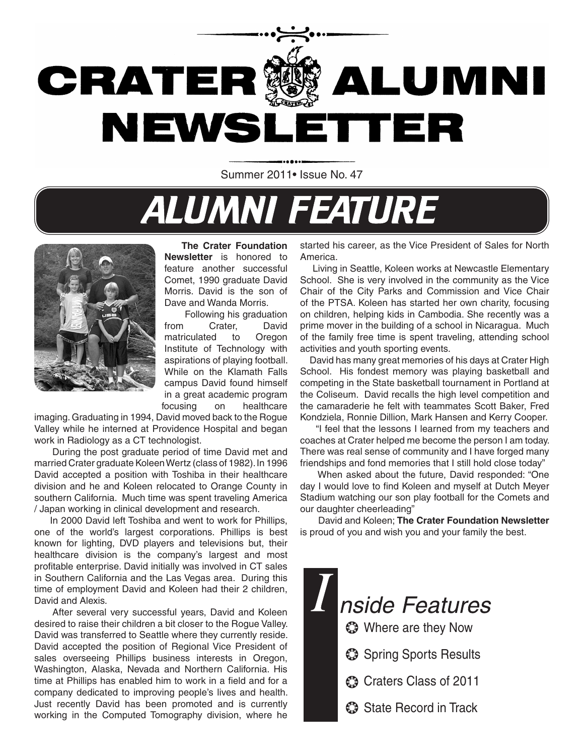# CRATER ALUMNI NEWSLETTER

Summer 2011• Issue No. 47

## ALUMNI FEATURE

**The Crater Foundation Newsletter** is honored to feature another successful Comet, 1990 graduate David Morris. David is the son of Dave and Wanda Morris.

Following his graduation from Crater, David matriculated to Oregon Institute of Technology with aspirations of playing football. While on the Klamath Falls campus David found himself in a great academic program focusing on healthcare imaging. Graduating in 1994, David moved back to the Rogue Valley while he interned at Providence Hospital and began work in Radiology as a CT technologist.

During the post graduate period of time David met and married Crater graduate Koleen Wertz (class of 1982). In 1996 David accepted a position with Toshiba in their healthcare division and he and Koleen relocated to Orange County in southern California. Much time was spent traveling America / Japan working in clinical development and research.

In 2000 David left Toshiba and went to work for Phillips, one of the world's largest corporations. Phillips is best known for lighting, DVD players and televisions but, their healthcare division is the company's largest and most profitable enterprise. David initially was involved in CT sales in Southern California and the Las Vegas area. During this time of employment David and Koleen had their 2 children, David and Alexis.

After several very successful years, David and Koleen desired to raise their children a bit closer to the Rogue Valley. David was transferred to Seattle where they currently reside. David accepted the position of Regional Vice President of sales overseeing Phillips business interests in Oregon, Washington, Alaska, Nevada and Northern California. His time at Phillips has enabled him to work in a field and for a company dedicated to improving people's lives and health. Just recently David has been promoted and is currently working in the Computed Tomography division, where he started his career, as the Vice President of Sales for North America.

Living in Seattle, Koleen works at Newcastle Elementary School. She is very involved in the community as the Vice Chair of the City Parks and Commission and Vice Chair of the PTSA. Koleen has started her own charity, focusing on children, helping kids in Cambodia. She recently was a prime mover in the building of a school in Nicaragua. Much of the family free time is spent traveling, attending school activities and youth sporting events.

David has many great memories of his days at Crater High School. His fondest memory was playing basketball and competing in the State basketball tournament in Portland at the Coliseum. David recalls the high level competition and the camaraderie he felt with teammates Scott Baker, Fred Kondziela, Ronnie Dillion, Mark Hansen and Kerry Cooper.

"I feel that the lessons I learned from my teachers and coaches at Crater helped me become the person I am today. There was real sense of community and I have forged many friendships and fond memories that I still hold close today"

When asked about the future, David responded: "One day I would love to find Koleen and myself at Dutch Meyer Stadium watching our son play football for the Comets and our daughter cheerleading"

David and Koleen; **The Crater Foundation Newsletter** is proud of you and wish you and your family the best.

### Inside Features

- Where are they Now
- Spring Sports Results
- Craters Class of 2011
- State Record in Track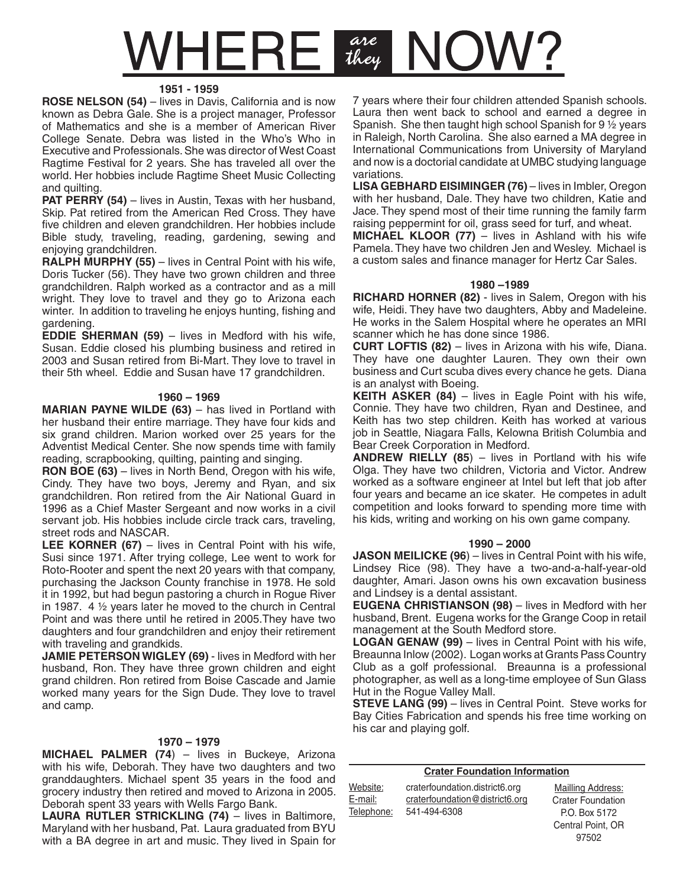# WHERE *are they* NOW?

### 1951 - 1959

**ROSE NELSON (54)** – lives in Davis, California and is now known as Debra Gale. She is a project manager, Professor of Mathematics and she is a member of American River College Senate. Debra was listed in the Who's Who in Executive and Professionals. She was director of West Coast Ragtime Festival for 2 years. She has traveled all over the world. Her hobbies include Ragtime Sheet Music Collecting and quilting.

**PAT PERRY (54)** – lives in Austin, Texas with her husband, Skip. Pat retired from the American Red Cross. They have five children and eleven grandchildren. Her hobbies include Bible study, traveling, reading, gardening, sewing and enjoying grandchildren.

**RALPH MURPHY (55)** – lives in Central Point with his wife, Doris Tucker (56). They have two grown children and three grandchildren. Ralph worked as a contractor and as a mill wright. They love to travel and they go to Arizona each winter. In addition to traveling he enjoys hunting, fishing and gardening.

**EDDIE SHERMAN (59)** – lives in Medford with his wife, Susan. Eddie closed his plumbing business and retired in 2003 and Susan retired from Bi-Mart. They love to travel in their 5th wheel. Eddie and Susan have 17 grandchildren.

### 1960 – 1969

**MARIAN PAYNE WILDE (63)** – has lived in Portland with her husband their entire marriage. They have four kids and six grand children. Marion worked over 25 years for the Adventist Medical Center. She now spends time with family reading, scrapbooking, quilting, painting and singing.

**RON BOE (63)** – lives in North Bend, Oregon with his wife, Cindy. They have two boys, Jeremy and Ryan, and six grandchildren. Ron retired from the Air National Guard in 1996 as a Chief Master Sergeant and now works in a civil servant job. His hobbies include circle track cars, traveling, street rods and NASCAR.

**LEE KORNER (67)** – lives in Central Point with his wife, Susi since 1971. After trying college, Lee went to work for Roto-Rooter and spent the next 20 years with that company, purchasing the Jackson County franchise in 1978. He sold it in 1992, but had begun pastoring a church in Rogue River in 1987. 4 ½ years later he moved to the church in Central Point and was there until he retired in 2005.They have two daughters and four grandchildren and enjoy their retirement with traveling and grandkids.

**JAMIE PETERSON WIGLEY (69)** - lives in Medford with her husband, Ron. They have three grown children and eight grand children. Ron retired from Boise Cascade and Jamie worked many years for the Sign Dude. They love to travel and camp.

### 1970 – 1979

**MICHAEL PALMER (74)** – lives in Buckeye, Arizona with his wife, Deborah. They have two daughters and two granddaughters. Michael spent 35 years in the food and grocery industry then retired and moved to Arizona in 2005. Deborah spent 33 years with Wells Fargo Bank.

**LAURA RUTLER STRICKLING (74)** – lives in Baltimore, Maryland with her husband, Pat. Laura graduated from BYU with a BA degree in art and music. They lived in Spain for 7 years where their four children attended Spanish schools. Laura then went back to school and earned a degree in Spanish. She then taught high school Spanish for 9 ½ years in Raleigh, North Carolina. She also earned a MA degree in International Communications from University of Maryland and now is a doctorial candidate at UMBC studying language variations.

**LISA GEBHARD EISIMINGER (76)** – lives in Imbler, Oregon with her husband, Dale. They have two children, Katie and Jace. They spend most of their time running the family farm raising peppermint for oil, grass seed for turf, and wheat.

**MICHAEL KLOOR (77)** – lives in Ashland with his wife Pamela. They have two children Jen and Wesley. Michael is a custom sales and finance manager for Hertz Car Sales.

### 1980 –1989

**RICHARD HORNER (82)** - lives in Salem, Oregon with his wife, Heidi. They have two daughters, Abby and Madeleine. He works in the Salem Hospital where he operates an MRI scanner which he has done since 1986.

**CURT LOFTIS (82)** – lives in Arizona with his wife, Diana. They have one daughter Lauren. They own their own business and Curt scuba dives every chance he gets. Diana is an analyst with Boeing.

**KEITH ASKER (84)** – lives in Eagle Point with his wife, Connie. They have two children, Ryan and Destinee, and Keith has two step children. Keith has worked at various job in Seattle, Niagara Falls, Kelowna British Columbia and Bear Creek Corporation in Medford.

**ANDREW RIELLY (85)** – lives in Portland with his wife Olga. They have two children, Victoria and Victor. Andrew worked as a software engineer at Intel but left that job after four years and became an ice skater. He competes in adult competition and looks forward to spending more time with his kids, writing and working on his own game company.

### 1990 – 2000

**JASON MEILICKE (96)** – lives in Central Point with his wife, Lindsey Rice (98). They have a two-and-a-half-year-old daughter, Amari. Jason owns his own excavation business and Lindsey is a dental assistant.

**EUGENA CHRISTIANSON (98)** – lives in Medford with her husband, Brent. Eugena works for the Grange Coop in retail management at the South Medford store.

**LOGAN GENAW (99)** – lives in Central Point with his wife, Breaunna Inlow (2002). Logan works at Grants Pass Country Club as a golf professional. Breaunna is a professional photographer, as well as a long-time employee of Sun Glass Hut in the Rogue Valley Mall.

**STEVE LANG (99)** – lives in Central Point. Steve works for Bay Cities Fabrication and spends his free time working on his car and playing golf.

---

**Crater Foundation Information**

Website: craterfoundation.district6.org
E-mail: craterfoundation@district6.org
Telephone: 541-494-6308

Mailling Address:
Crater Foundation
P.O. Box 5172
Central Point, OR
97502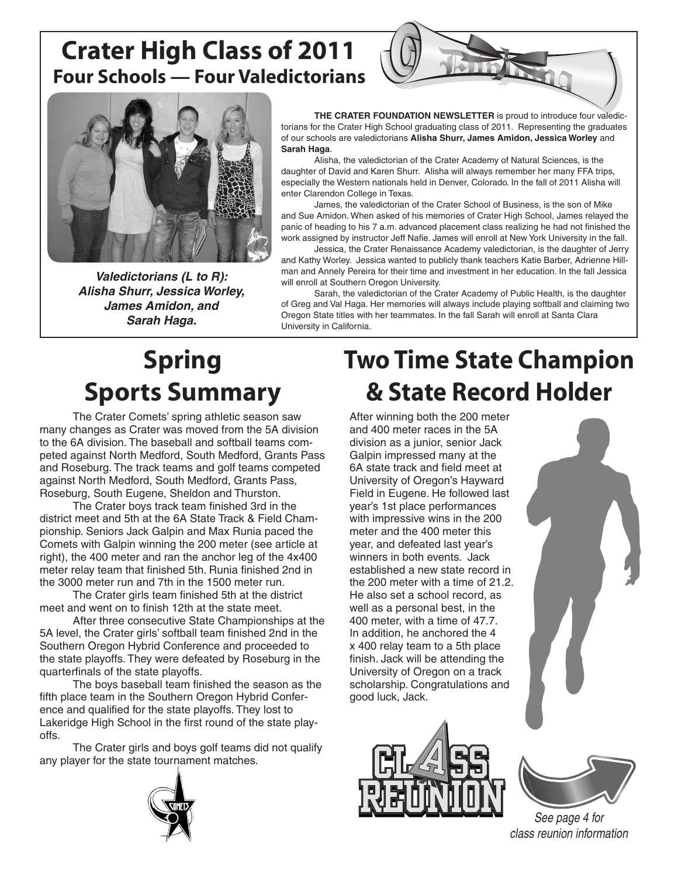# Crater High Class of 2011

## Four Schools — Four Valedictorians

***Valedictorians (L to R): Alisha Shurr, Jessica Worley, James Amidon, and Sarah Haga.***

**THE CRATER FOUNDATION NEWSLETTER** is proud to introduce four valedictorians for the Crater High School graduating class of 2011. Representing the graduates of our schools are valedictorians **Alisha Shurr, James Amidon, Jessica Worley** and **Sarah Haga**.

Alisha, the valedictorian of the Crater Academy of Natural Sciences, is the daughter of David and Karen Shurr. Alisha will always remember her many FFA trips, especially the Western nationals held in Denver, Colorado. In the fall of 2011 Alisha will enter Clarendon College in Texas.

James, the valedictorian of the Crater School of Business, is the son of Mike and Sue Amidon. When asked of his memories of Crater High School, James relayed the panic of heading to his 7 a.m. advanced placement class realizing he had not finished the work assigned by instructor Jeff Nafie. James will enroll at New York University in the fall.

Jessica, the Crater Renaissance Academy valedictorian, is the daughter of Jerry and Kathy Worley. Jessica wanted to publicly thank teachers Katie Barber, Adrienne Hillman and Annely Pereira for their time and investment in her education. In the fall Jessica will enroll at Southern Oregon University.

Sarah, the valedictorian of the Crater Academy of Public Health, is the daughter of Greg and Val Haga. Her memories will always include playing softball and claiming two Oregon State titles with her teammates. In the fall Sarah will enroll at Santa Clara University in California.

# Spring Sports Summary

The Crater Comets' spring athletic season saw many changes as Crater was moved from the 5A division to the 6A division. The baseball and softball teams competed against North Medford, South Medford, Grants Pass and Roseburg. The track teams and golf teams competed against North Medford, South Medford, Grants Pass, Roseburg, South Eugene, Sheldon and Thurston.

The Crater boys track team finished 3rd in the district meet and 5th at the 6A State Track & Field Championship. Seniors Jack Galpin and Max Runia paced the Comets with Galpin winning the 200 meter (see article at right), the 400 meter and ran the anchor leg of the 4x400 meter relay team that finished 5th. Runia finished 2nd in the 3000 meter run and 7th in the 1500 meter run.

The Crater girls team finished 5th at the district meet and went on to finish 12th at the state meet.

After three consecutive State Championships at the 5A level, the Crater girls' softball team finished 2nd in the Southern Oregon Hybrid Conference and proceeded to the state playoffs. They were defeated by Roseburg in the quarterfinals of the state playoffs.

The boys baseball team finished the season as the fifth place team in the Southern Oregon Hybrid Conference and qualified for the state playoffs. They lost to Lakeridge High School in the first round of the state playoffs.

The Crater girls and boys golf teams did not qualify any player for the state tournament matches.

# Two Time State Champion & State Record Holder

After winning both the 200 meter and 400 meter races in the 5A division as a junior, senior Jack Galpin impressed many at the 6A state track and field meet at University of Oregon's Hayward Field in Eugene. He followed last year's 1st place performances with impressive wins in the 200 meter and the 400 meter this year, and defeated last year's winners in both events. Jack established a new state record in the 200 meter with a time of 21.2. He also set a school record, as well as a personal best, in the 400 meter, with a time of 47.7. In addition, he anchored the 4 x 400 relay team to a 5th place finish. Jack will be attending the University of Oregon on a track scholarship. Congratulations and good luck, Jack.

CLASS REUNION

*See page 4 for class reunion information*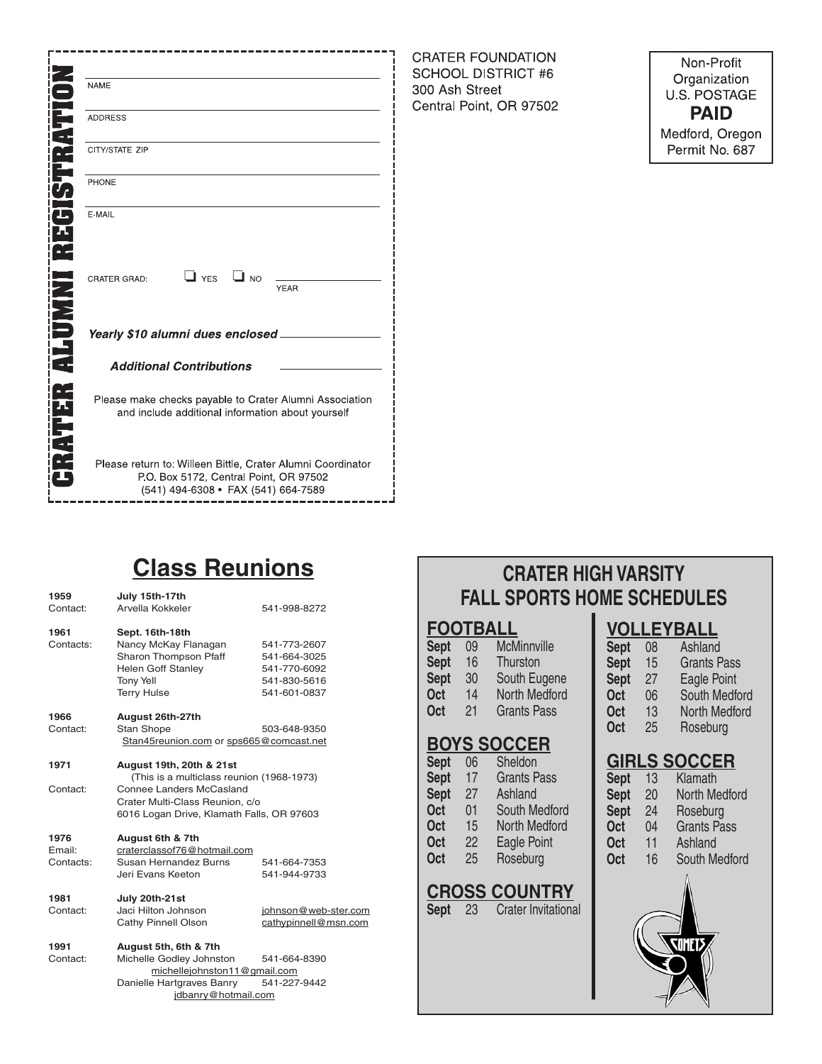## CRATER ALUMNI REGISTRATION

NAME

ADDRESS

CITY/STATE ZIP

PHONE

E-MAIL

CRATER GRAD: ❑ YES ❑ NO YEAR

***Yearly $10 alumni dues enclosed***

***Additional Contributions***

Please make checks payable to Crater Alumni Association and include additional information about yourself

Please return to: Willeen Bittle, Crater Alumni Coordinator
P.O. Box 5172, Central Point, OR 97502
(541) 494-6308 • FAX (541) 664-7589

CRATER FOUNDATION
SCHOOL DISTRICT #6
300 Ash Street
Central Point, OR 97502

Non-Profit
Organization
U.S. POSTAGE
**PAID**
Medford, Oregon
Permit No. 687

# Class Reunions

**1959** — **July 15th-17th**
Contact: Arvella Kokkeler 541-998-8272

**1961** — **Sept. 16th-18th**
Contacts:
Nancy McKay Flanagan 541-773-2607
Sharon Thompson Pfaff 541-664-3025
Helen Goff Stanley 541-770-6092
Tony Yell 541-830-5616
Terry Hulse 541-601-0837

**1966** — **August 26th-27th**
Contact: Stan Shope 503-648-9350
Stan45reunion.com or sps665@comcast.net

**1971** — **August 19th, 20th & 21st**
(This is a multiclass reunion (1968-1973)
Contact: Connee Landers McCasland
Crater Multi-Class Reunion, c/o
6016 Logan Drive, Klamath Falls, OR 97603

**1976** — **August 6th & 7th**
Email: craterclassof76@hotmail.com
Contacts:
Susan Hernandez Burns 541-664-7353
Jeri Evans Keeton 541-944-9733

**1981** — **July 20th-21st**
Contact:
Jaci Hilton Johnson johnson@web-ster.com
Cathy Pinnell Olson cathypinnell@msn.com

**1991** — **August 5th, 6th & 7th**
Contact:
Michelle Godley Johnston 541-664-8390
michellejohnston11@gmail.com
Danielle Hartgraves Banry 541-227-9442
jdbanry@hotmail.com

# CRATER HIGH VARSITY FALL SPORTS HOME SCHEDULES

## FOOTBALL

**Sept** 09 McMinnville
**Sept** 16 Thurston
**Sept** 30 South Eugene
**Oct** 14 North Medford
**Oct** 21 Grants Pass

## BOYS SOCCER

**Sept** 06 Sheldon
**Sept** 17 Grants Pass
**Sept** 27 Ashland
**Oct** 01 South Medford
**Oct** 15 North Medford
**Oct** 22 Eagle Point
**Oct** 25 Roseburg

## CROSS COUNTRY

**Sept** 23 Crater Invitational

## VOLLEYBALL

**Sept** 08 Ashland
**Sept** 15 Grants Pass
**Sept** 27 Eagle Point
**Oct** 06 South Medford
**Oct** 13 North Medford
**Oct** 25 Roseburg

## GIRLS SOCCER

**Sept** 13 Klamath
**Sept** 20 North Medford
**Sept** 24 Roseburg
**Oct** 04 Grants Pass
**Oct** 11 Ashland
**Oct** 16 South Medford